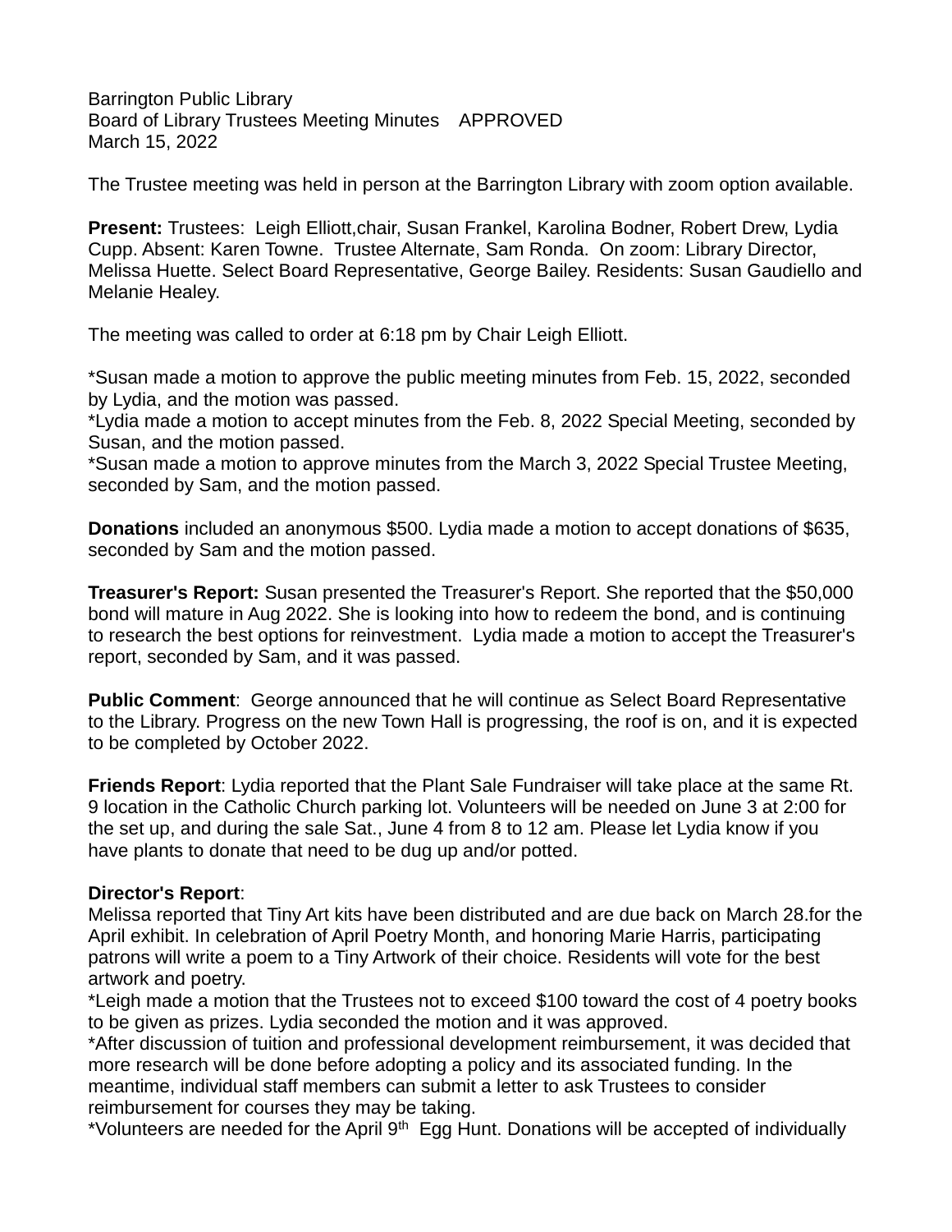Barrington Public Library
Board of Library Trustees Meeting Minutes    APPROVED
March 15, 2022

The Trustee meeting was held in person at the Barrington Library with zoom option available.

**Present:** Trustees:  Leigh Elliott,chair, Susan Frankel, Karolina Bodner, Robert Drew, Lydia Cupp. Absent: Karen Towne.  Trustee Alternate, Sam Ronda.  On zoom: Library Director, Melissa Huette. Select Board Representative, George Bailey. Residents: Susan Gaudiello and Melanie Healey.

The meeting was called to order at 6:18 pm by Chair Leigh Elliott.

*Susan made a motion to approve the public meeting minutes from Feb. 15, 2022, seconded by Lydia, and the motion was passed.
*Lydia made a motion to accept minutes from the Feb. 8, 2022 Special Meeting, seconded by Susan, and the motion passed.
*Susan made a motion to approve minutes from the March 3, 2022 Special Trustee Meeting, seconded by Sam, and the motion passed.

**Donations** included an anonymous $500. Lydia made a motion to accept donations of $635, seconded by Sam and the motion passed.

**Treasurer's Report:** Susan presented the Treasurer's Report. She reported that the $50,000 bond will mature in Aug 2022. She is looking into how to redeem the bond, and is continuing to research the best options for reinvestment.  Lydia made a motion to accept the Treasurer's report, seconded by Sam, and it was passed.

**Public Comment**:  George announced that he will continue as Select Board Representative to the Library. Progress on the new Town Hall is progressing, the roof is on, and it is expected to be completed by October 2022.

**Friends Report**: Lydia reported that the Plant Sale Fundraiser will take place at the same Rt. 9 location in the Catholic Church parking lot. Volunteers will be needed on June 3 at 2:00 for the set up, and during the sale Sat., June 4 from 8 to 12 am. Please let Lydia know if you have plants to donate that need to be dug up and/or potted.

**Director's Report**:
Melissa reported that Tiny Art kits have been distributed and are due back on March 28.for the April exhibit. In celebration of April Poetry Month, and honoring Marie Harris, participating patrons will write a poem to a Tiny Artwork of their choice. Residents will vote for the best artwork and poetry.
*Leigh made a motion that the Trustees not to exceed $100 toward the cost of 4 poetry books to be given as prizes. Lydia seconded the motion and it was approved.
*After discussion of tuition and professional development reimbursement, it was decided that more research will be done before adopting a policy and its associated funding. In the meantime, individual staff members can submit a letter to ask Trustees to consider reimbursement for courses they may be taking.
*Volunteers are needed for the April 9th  Egg Hunt. Donations will be accepted of individually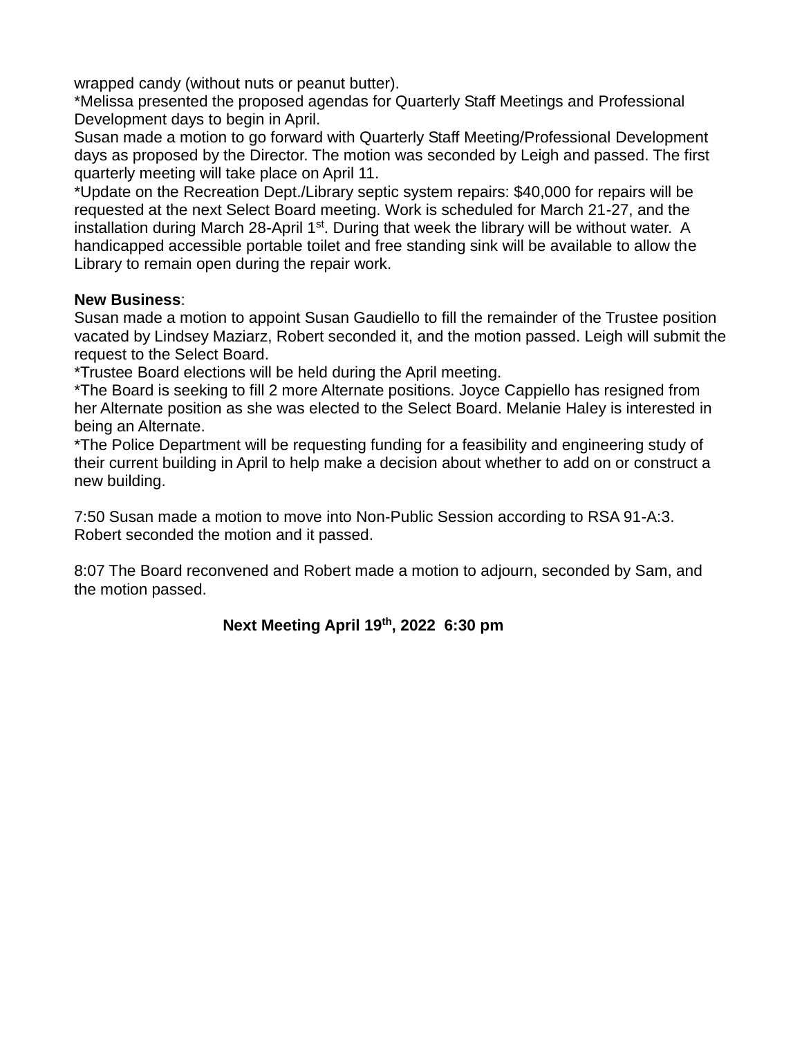wrapped candy (without nuts or peanut butter).
*Melissa presented the proposed agendas for Quarterly Staff Meetings and Professional Development days to begin in April.
Susan made a motion to go forward with Quarterly Staff Meeting/Professional Development days as proposed by the Director. The motion was seconded by Leigh and passed. The first quarterly meeting will take place on April 11.
*Update on the Recreation Dept./Library septic system repairs: $40,000 for repairs will be requested at the next Select Board meeting. Work is scheduled for March 21-27, and the installation during March 28-April 1st. During that week the library will be without water. A handicapped accessible portable toilet and free standing sink will be available to allow the Library to remain open during the repair work.

**New Business**:
Susan made a motion to appoint Susan Gaudiello to fill the remainder of the Trustee position vacated by Lindsey Maziarz, Robert seconded it, and the motion passed. Leigh will submit the request to the Select Board.
*Trustee Board elections will be held during the April meeting.
*The Board is seeking to fill 2 more Alternate positions. Joyce Cappiello has resigned from her Alternate position as she was elected to the Select Board. Melanie Haley is interested in being an Alternate.
*The Police Department will be requesting funding for a feasibility and engineering study of their current building in April to help make a decision about whether to add on or construct a new building.

7:50 Susan made a motion to move into Non-Public Session according to RSA 91-A:3. Robert seconded the motion and it passed.

8:07 The Board reconvened and Robert made a motion to adjourn, seconded by Sam, and the motion passed.

**Next Meeting April 19th, 2022 6:30 pm**